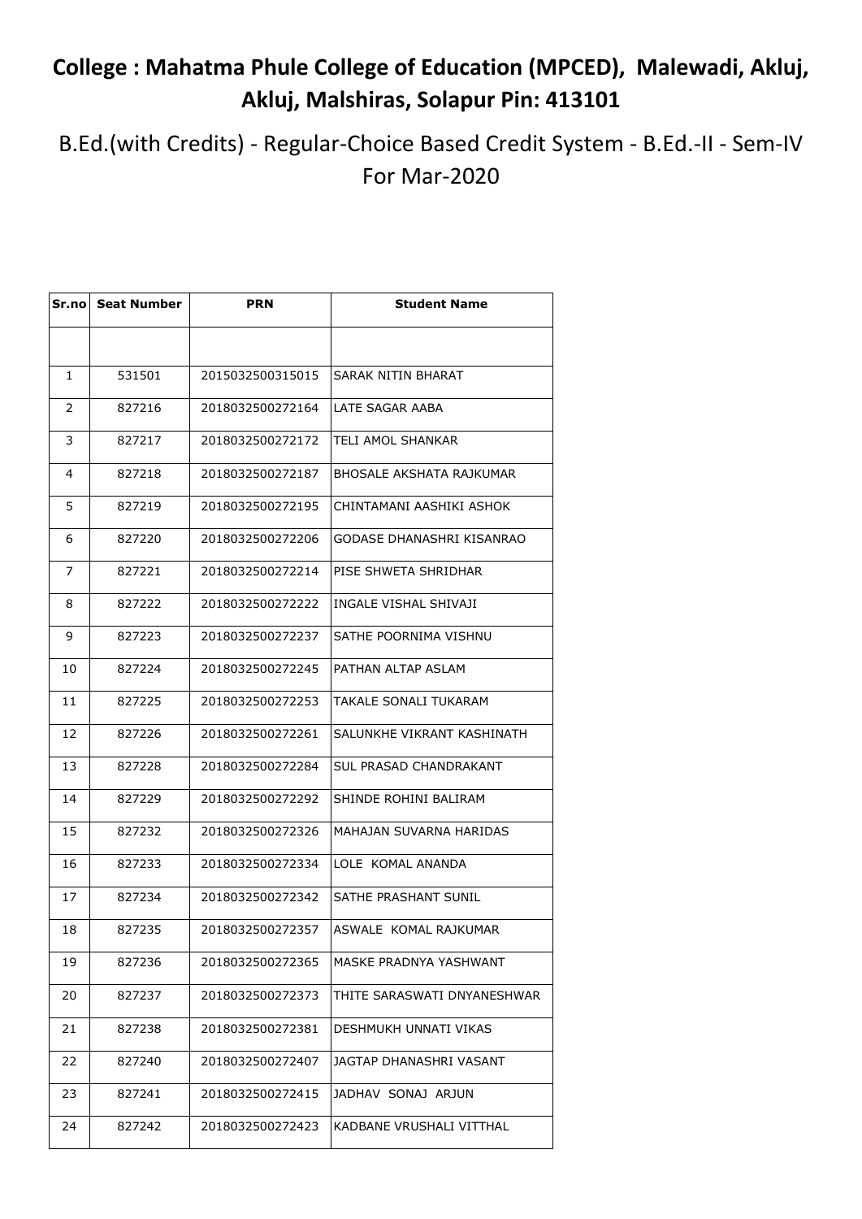# College : Mahatma Phule College of Education (MPCED), Malewadi, Akluj, Akluj, Malshiras, Solapur Pin: 413101

## B.Ed.(with Credits) - Regular-Choice Based Credit System - B.Ed.-II - Sem-IV For Mar-2020

| Sr.no | Seat Number | PRN | Student Name |
|---|---|---|---|
| | | | |
| 1 | 531501 | 2015032500315015 | SARAK NITIN BHARAT |
| 2 | 827216 | 2018032500272164 | LATE SAGAR AABA |
| 3 | 827217 | 2018032500272172 | TELI AMOL SHANKAR |
| 4 | 827218 | 2018032500272187 | BHOSALE AKSHATA RAJKUMAR |
| 5 | 827219 | 2018032500272195 | CHINTAMANI AASHIKI ASHOK |
| 6 | 827220 | 2018032500272206 | GODASE DHANASHRI KISANRAO |
| 7 | 827221 | 2018032500272214 | PISE SHWETA SHRIDHAR |
| 8 | 827222 | 2018032500272222 | INGALE VISHAL SHIVAJI |
| 9 | 827223 | 2018032500272237 | SATHE POORNIMA VISHNU |
| 10 | 827224 | 2018032500272245 | PATHAN ALTAP ASLAM |
| 11 | 827225 | 2018032500272253 | TAKALE SONALI TUKARAM |
| 12 | 827226 | 2018032500272261 | SALUNKHE VIKRANT KASHINATH |
| 13 | 827228 | 2018032500272284 | SUL PRASAD CHANDRAKANT |
| 14 | 827229 | 2018032500272292 | SHINDE ROHINI BALIRAM |
| 15 | 827232 | 2018032500272326 | MAHAJAN SUVARNA HARIDAS |
| 16 | 827233 | 2018032500272334 | LOLE KOMAL ANANDA |
| 17 | 827234 | 2018032500272342 | SATHE PRASHANT SUNIL |
| 18 | 827235 | 2018032500272357 | ASWALE KOMAL RAJKUMAR |
| 19 | 827236 | 2018032500272365 | MASKE PRADNYA YASHWANT |
| 20 | 827237 | 2018032500272373 | THITE SARASWATI DNYANESHWAR |
| 21 | 827238 | 2018032500272381 | DESHMUKH UNNATI VIKAS |
| 22 | 827240 | 2018032500272407 | JAGTAP DHANASHRI VASANT |
| 23 | 827241 | 2018032500272415 | JADHAV SONAJ ARJUN |
| 24 | 827242 | 2018032500272423 | KADBANE VRUSHALI VITTHAL |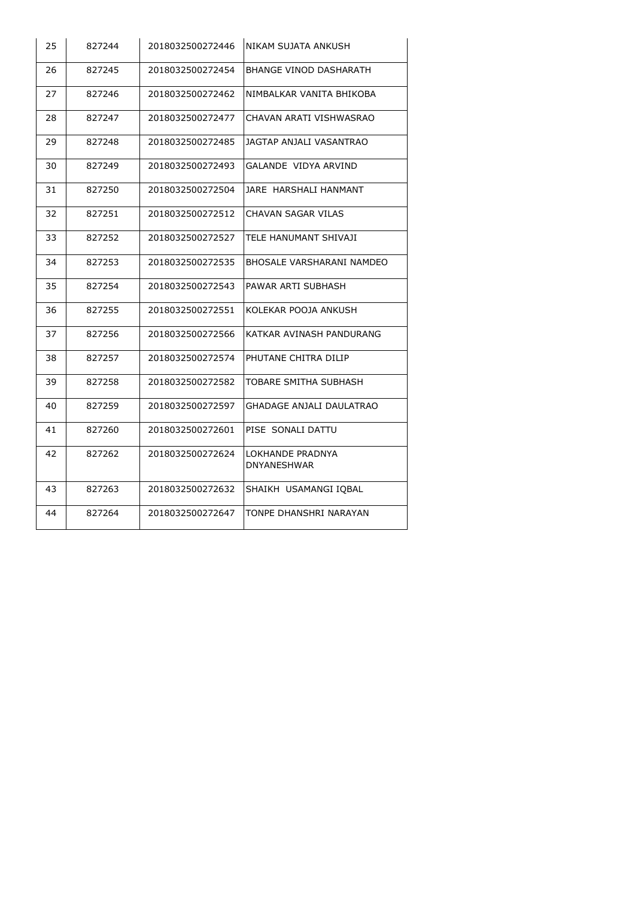| | | | |
|---|---|---|---|
| 25 | 827244 | 2018032500272446 | NIKAM SUJATA ANKUSH |
| 26 | 827245 | 2018032500272454 | BHANGE VINOD DASHARATH |
| 27 | 827246 | 2018032500272462 | NIMBALKAR VANITA BHIKOBA |
| 28 | 827247 | 2018032500272477 | CHAVAN ARATI VISHWASRAO |
| 29 | 827248 | 2018032500272485 | JAGTAP ANJALI VASANTRAO |
| 30 | 827249 | 2018032500272493 | GALANDE VIDYA ARVIND |
| 31 | 827250 | 2018032500272504 | JARE HARSHALI HANMANT |
| 32 | 827251 | 2018032500272512 | CHAVAN SAGAR VILAS |
| 33 | 827252 | 2018032500272527 | TELE HANUMANT SHIVAJI |
| 34 | 827253 | 2018032500272535 | BHOSALE VARSHARANI NAMDEO |
| 35 | 827254 | 2018032500272543 | PAWAR ARTI SUBHASH |
| 36 | 827255 | 2018032500272551 | KOLEKAR POOJA ANKUSH |
| 37 | 827256 | 2018032500272566 | KATKAR AVINASH PANDURANG |
| 38 | 827257 | 2018032500272574 | PHUTANE CHITRA DILIP |
| 39 | 827258 | 2018032500272582 | TOBARE SMITHA SUBHASH |
| 40 | 827259 | 2018032500272597 | GHADAGE ANJALI DAULATRAO |
| 41 | 827260 | 2018032500272601 | PISE SONALI DATTU |
| 42 | 827262 | 2018032500272624 | LOKHANDE PRADNYA DNYANESHWAR |
| 43 | 827263 | 2018032500272632 | SHAIKH USAMANGI IQBAL |
| 44 | 827264 | 2018032500272647 | TONPE DHANSHRI NARAYAN |